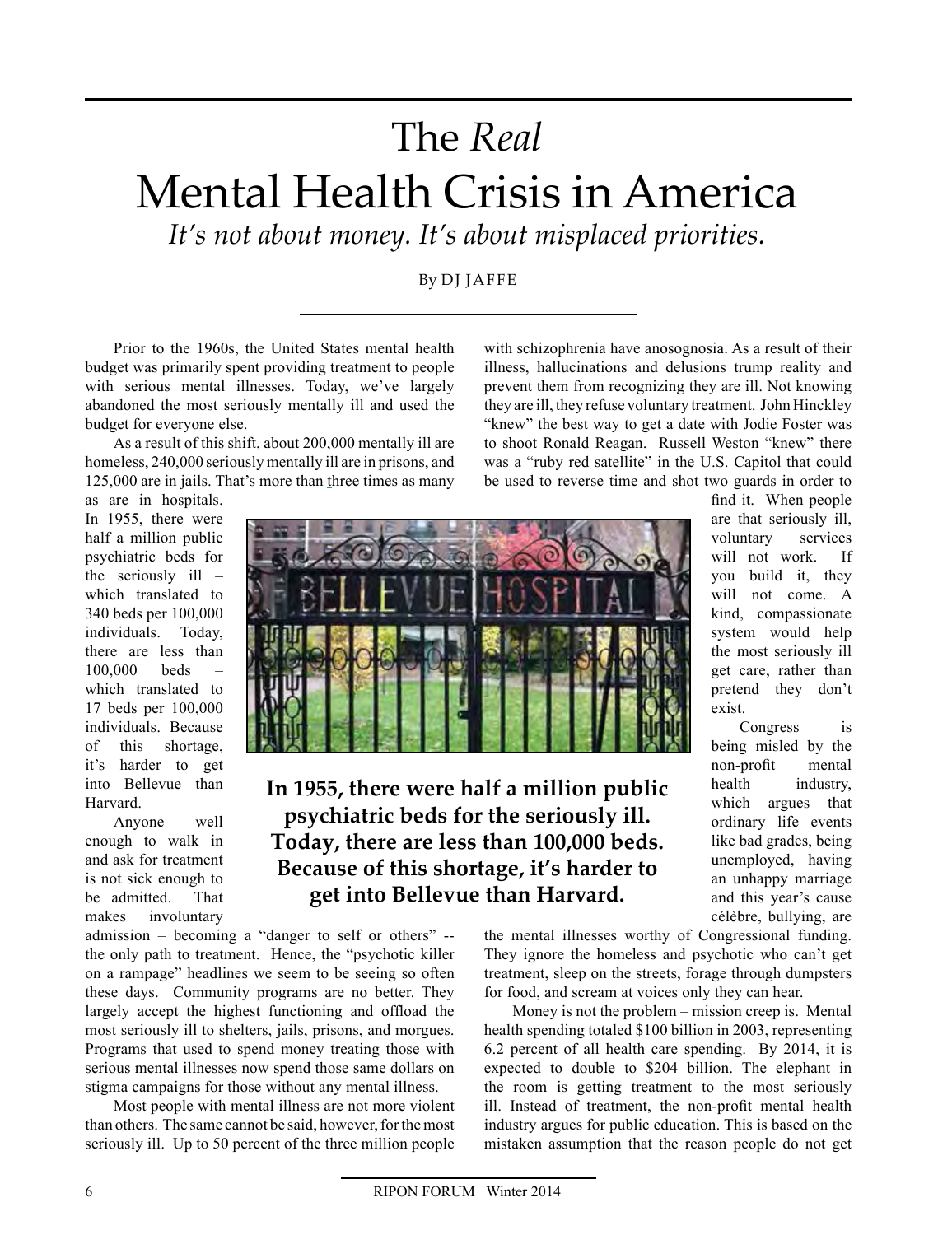# The *Real* Mental Health Crisis in America

*It's not about money. It's about misplaced priorities.*

By DJ JAFFE

Prior to the 1960s, the United States mental health budget was primarily spent providing treatment to people with serious mental illnesses. Today, we've largely abandoned the most seriously mentally ill and used the budget for everyone else.

As a result of this shift, about 200,000 mentally ill are homeless, 240,000 seriously mentally ill are in prisons, and 125,000 are in jails. That's more than three times as many as are in hospitals. In 1955, there were half a million public psychiatric beds for the seriously ill – which translated to 340 beds per 100,000 individuals. Today, there are less than 100,000 beds – which translated to 17 beds per 100,000 individuals. Because of this shortage, it's harder to get into Bellevue than Harvard.

Anyone well enough to walk in and ask for treatment is not sick enough to be admitted. That makes involuntary admission – becoming a "danger to self or others" -- the only path to treatment. Hence, the "psychotic killer on a rampage" headlines we seem to be seeing so often these days. Community programs are no better. They largely accept the highest functioning and offload the most seriously ill to shelters, jails, prisons, and morgues. Programs that used to spend money treating those with serious mental illnesses now spend those same dollars on stigma campaigns for those without any mental illness.

Most people with mental illness are not more violent than others. The same cannot be said, however, for the most seriously ill. Up to 50 percent of the three million people with schizophrenia have anosognosia. As a result of their illness, hallucinations and delusions trump reality and prevent them from recognizing they are ill. Not knowing they are ill, they refuse voluntary treatment. John Hinckley "knew" the best way to get a date with Jodie Foster was to shoot Ronald Reagan. Russell Weston "knew" there was a "ruby red satellite" in the U.S. Capitol that could be used to reverse time and shot two guards in order to find it. When people are that seriously ill, voluntary services will not work. If you build it, they will not come. A kind, compassionate system would help the most seriously ill get care, rather than pretend they don't exist.

**In 1955, there were half a million public psychiatric beds for the seriously ill. Today, there are less than 100,000 beds. Because of this shortage, it's harder to get into Bellevue than Harvard.**

Congress is being misled by the non-profit mental health industry, which argues that ordinary life events like bad grades, being unemployed, having an unhappy marriage and this year's cause célèbre, bullying, are the mental illnesses worthy of Congressional funding. They ignore the homeless and psychotic who can't get treatment, sleep on the streets, forage through dumpsters for food, and scream at voices only they can hear.

Money is not the problem – mission creep is. Mental health spending totaled $100 billion in 2003, representing 6.2 percent of all health care spending. By 2014, it is expected to double to $204 billion. The elephant in the room is getting treatment to the most seriously ill. Instead of treatment, the non-profit mental health industry argues for public education. This is based on the mistaken assumption that the reason people do not get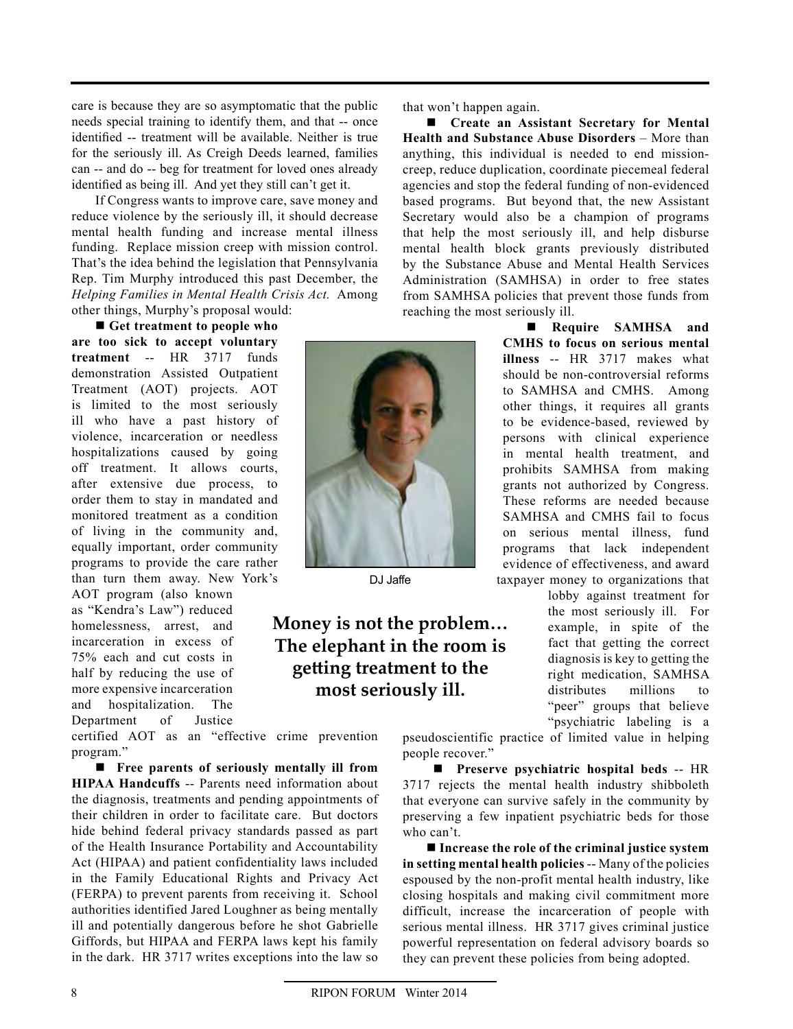care is because they are so asymptomatic that the public needs special training to identify them, and that -- once identified -- treatment will be available. Neither is true for the seriously ill. As Creigh Deeds learned, families can -- and do -- beg for treatment for loved ones already identified as being ill. And yet they still can't get it.

If Congress wants to improve care, save money and reduce violence by the seriously ill, it should decrease mental health funding and increase mental illness funding. Replace mission creep with mission control. That's the idea behind the legislation that Pennsylvania Rep. Tim Murphy introduced this past December, the *Helping Families in Mental Health Crisis Act.* Among other things, Murphy's proposal would:

■ **Get treatment to people who are too sick to accept voluntary treatment** -- HR 3717 funds demonstration Assisted Outpatient Treatment (AOT) projects. AOT is limited to the most seriously ill who have a past history of violence, incarceration or needless hospitalizations caused by going off treatment. It allows courts, after extensive due process, to order them to stay in mandated and monitored treatment as a condition of living in the community and, equally important, order community programs to provide the care rather than turn them away. New York's AOT program (also known as "Kendra's Law") reduced homelessness, arrest, and incarceration in excess of 75% each and cut costs in half by reducing the use of more expensive incarceration and hospitalization. The Department of Justice certified AOT as an "effective crime prevention program."

DJ Jaffe

**Money is not the problem… The elephant in the room is getting treatment to the most seriously ill.**

■ **Free parents of seriously mentally ill from HIPAA Handcuffs** -- Parents need information about the diagnosis, treatments and pending appointments of their children in order to facilitate care. But doctors hide behind federal privacy standards passed as part of the Health Insurance Portability and Accountability Act (HIPAA) and patient confidentiality laws included in the Family Educational Rights and Privacy Act (FERPA) to prevent parents from receiving it. School authorities identified Jared Loughner as being mentally ill and potentially dangerous before he shot Gabrielle Giffords, but HIPAA and FERPA laws kept his family in the dark. HR 3717 writes exceptions into the law so that won't happen again.

■ **Create an Assistant Secretary for Mental Health and Substance Abuse Disorders** – More than anything, this individual is needed to end mission-creep, reduce duplication, coordinate piecemeal federal agencies and stop the federal funding of non-evidenced based programs. But beyond that, the new Assistant Secretary would also be a champion of programs that help the most seriously ill, and help disburse mental health block grants previously distributed by the Substance Abuse and Mental Health Services Administration (SAMHSA) in order to free states from SAMHSA policies that prevent those funds from reaching the most seriously ill.

■ **Require SAMHSA and CMHS to focus on serious mental illness** -- HR 3717 makes what should be non-controversial reforms to SAMHSA and CMHS. Among other things, it requires all grants to be evidence-based, reviewed by persons with clinical experience in mental health treatment, and prohibits SAMHSA from making grants not authorized by Congress. These reforms are needed because SAMHSA and CMHS fail to focus on serious mental illness, fund programs that lack independent evidence of effectiveness, and award taxpayer money to organizations that lobby against treatment for the most seriously ill. For example, in spite of the fact that getting the correct diagnosis is key to getting the right medication, SAMHSA distributes millions to "peer" groups that believe "psychiatric labeling is a pseudoscientific practice of limited value in helping people recover."

■ **Preserve psychiatric hospital beds** -- HR 3717 rejects the mental health industry shibboleth that everyone can survive safely in the community by preserving a few inpatient psychiatric beds for those who can't.

■ **Increase the role of the criminal justice system in setting mental health policies** -- Many of the policies espoused by the non-profit mental health industry, like closing hospitals and making civil commitment more difficult, increase the incarceration of people with serious mental illness. HR 3717 gives criminal justice powerful representation on federal advisory boards so they can prevent these policies from being adopted.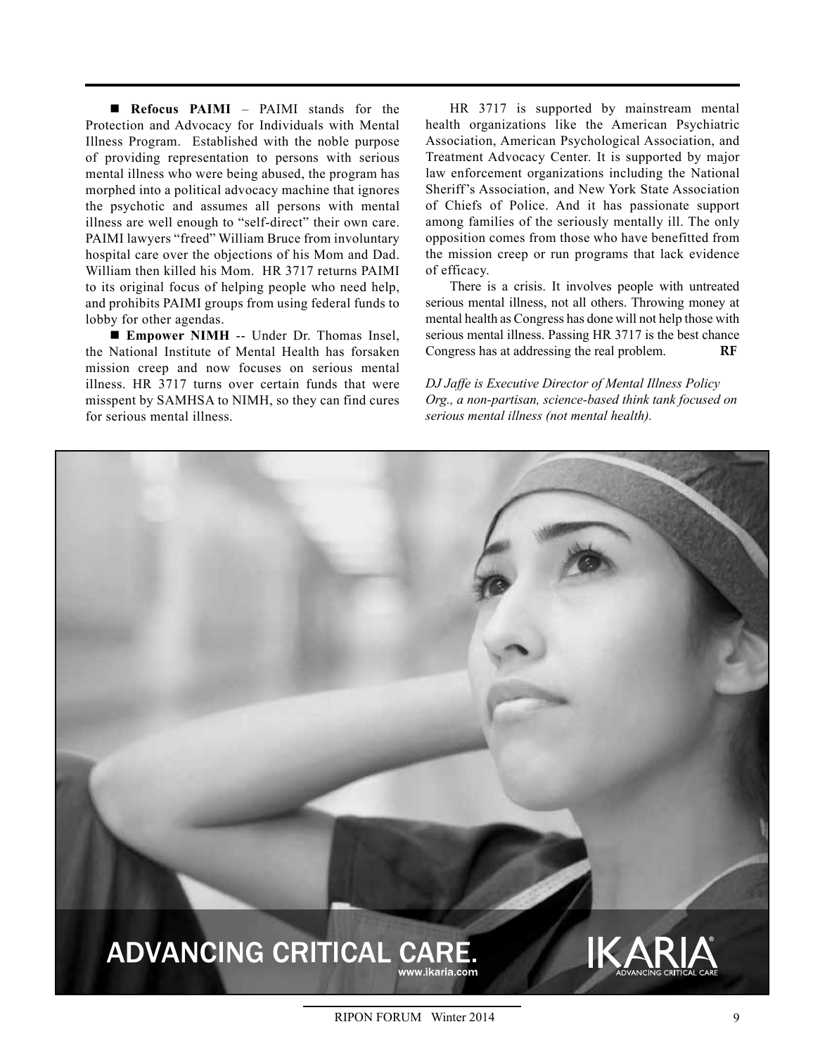■ **Refocus PAIMI** – PAIMI stands for the Protection and Advocacy for Individuals with Mental Illness Program. Established with the noble purpose of providing representation to persons with serious mental illness who were being abused, the program has morphed into a political advocacy machine that ignores the psychotic and assumes all persons with mental illness are well enough to "self-direct" their own care. PAIMI lawyers "freed" William Bruce from involuntary hospital care over the objections of his Mom and Dad. William then killed his Mom. HR 3717 returns PAIMI to its original focus of helping people who need help, and prohibits PAIMI groups from using federal funds to lobby for other agendas.

■ **Empower NIMH** -- Under Dr. Thomas Insel, the National Institute of Mental Health has forsaken mission creep and now focuses on serious mental illness. HR 3717 turns over certain funds that were misspent by SAMHSA to NIMH, so they can find cures for serious mental illness.

HR 3717 is supported by mainstream mental health organizations like the American Psychiatric Association, American Psychological Association, and Treatment Advocacy Center. It is supported by major law enforcement organizations including the National Sheriff's Association, and New York State Association of Chiefs of Police. And it has passionate support among families of the seriously mentally ill. The only opposition comes from those who have benefitted from the mission creep or run programs that lack evidence of efficacy.

There is a crisis. It involves people with untreated serious mental illness, not all others. Throwing money at mental health as Congress has done will not help those with serious mental illness. Passing HR 3717 is the best chance Congress has at addressing the real problem. **RF**

*DJ Jaffe is Executive Director of Mental Illness Policy Org., a non-partisan, science-based think tank focused on serious mental illness (not mental health).*

ADVANCING CRITICAL CARE.
www.ikaria.com

IKARIA®
ADVANCING CRITICAL CARE